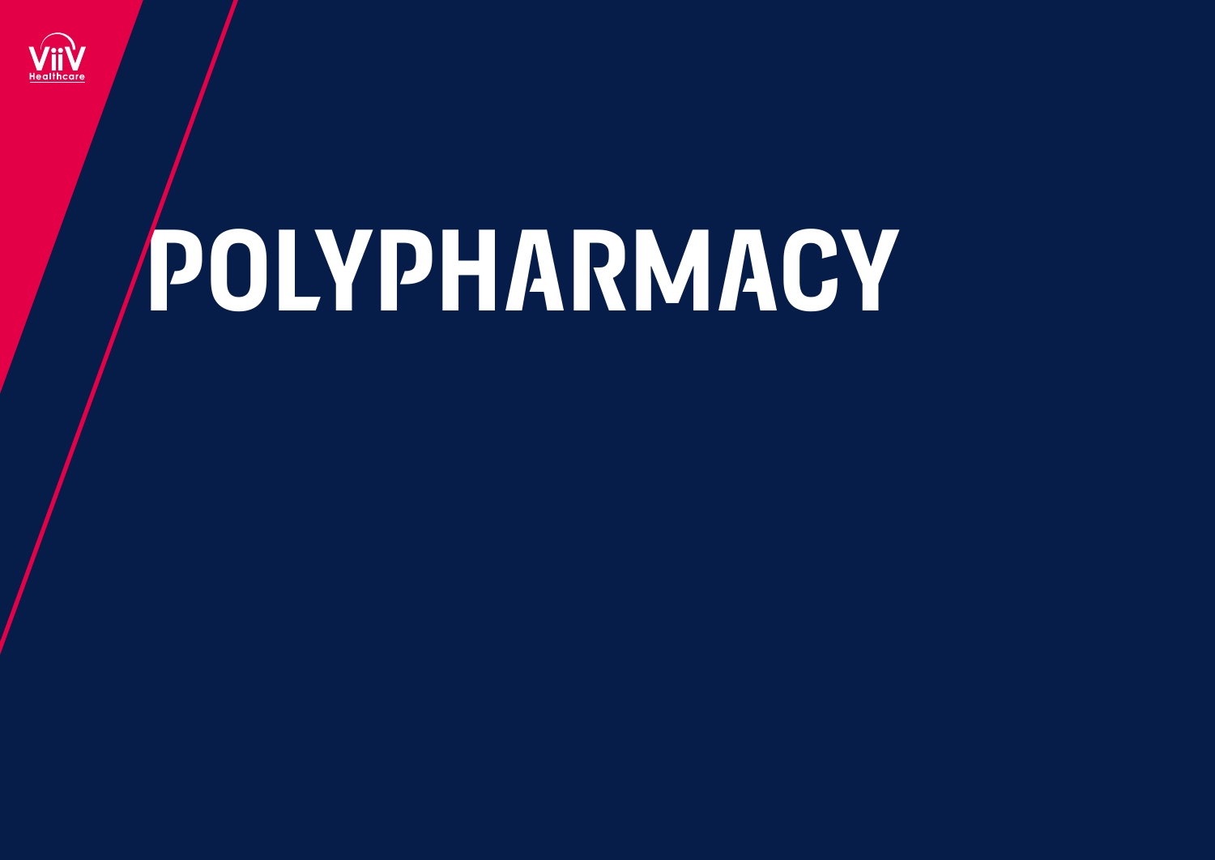# POLYPHARMACY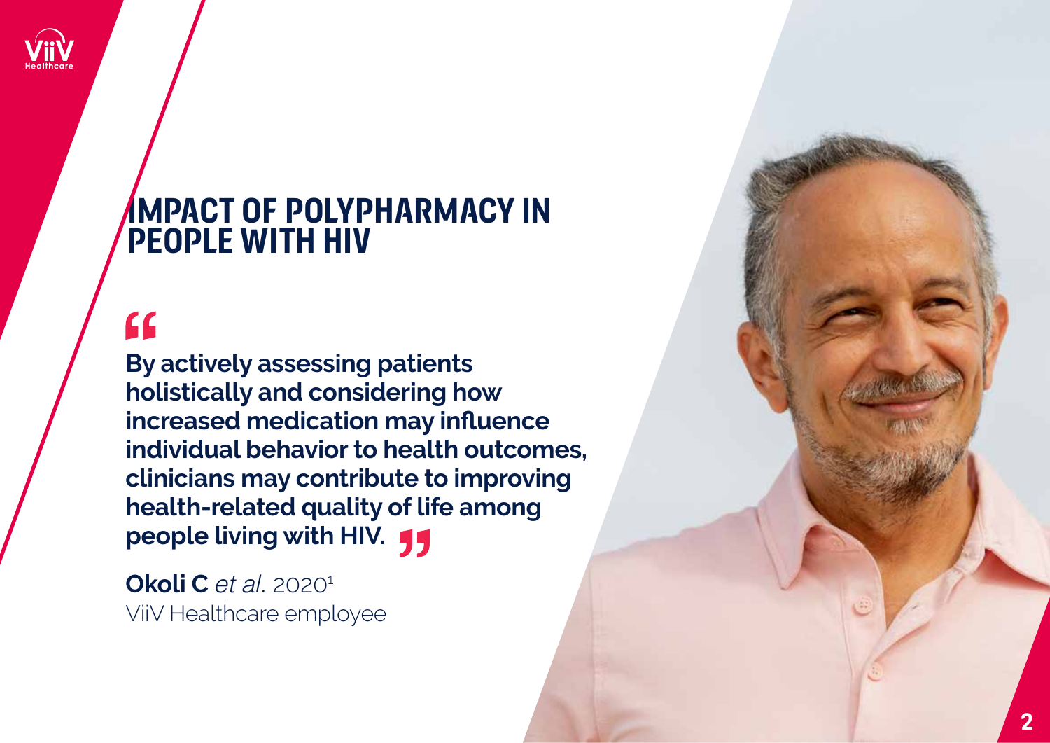# IMPACT OF POLYPHARMACY IN PEOPLE WITH HIV

> **By actively assessing patients holistically and considering how increased medication may influence individual behavior to health outcomes, clinicians may contribute to improving health-related quality of life among people living with HIV.**

**Okoli C** *et al.* 2020[1]
ViiV Healthcare employee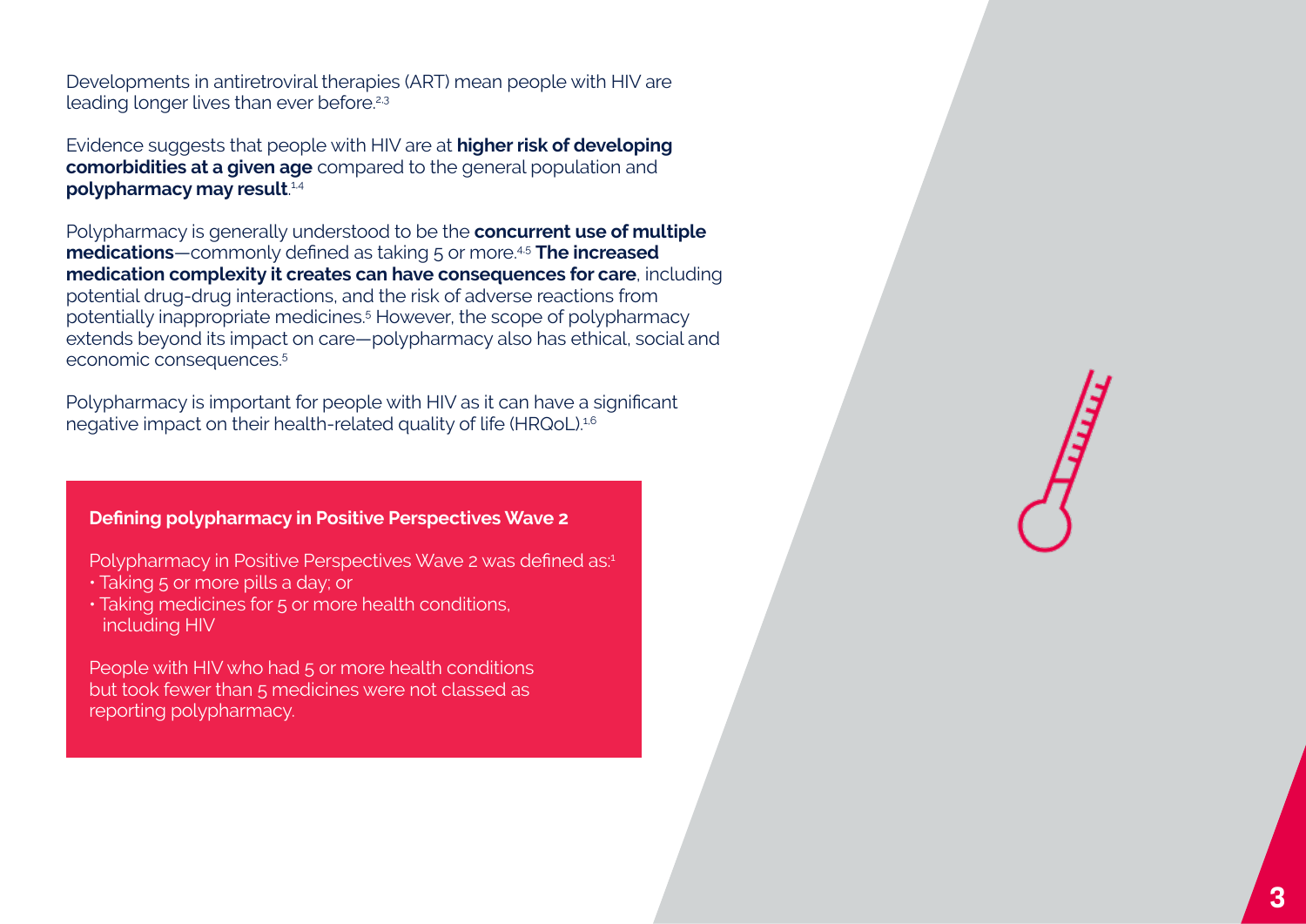Developments in antiretroviral therapies (ART) mean people with HIV are leading longer lives than ever before.[2,3]

Evidence suggests that people with HIV are at **higher risk of developing comorbidities at a given age** compared to the general population and **polypharmacy may result**.[1,4]

Polypharmacy is generally understood to be the **concurrent use of multiple medications**—commonly defined as taking 5 or more.[4,5] **The increased medication complexity it creates can have consequences for care**, including potential drug-drug interactions, and the risk of adverse reactions from potentially inappropriate medicines.[5] However, the scope of polypharmacy extends beyond its impact on care—polypharmacy also has ethical, social and economic consequences.[5]

Polypharmacy is important for people with HIV as it can have a significant negative impact on their health-related quality of life (HRQoL).[1,6]

**Defining polypharmacy in Positive Perspectives Wave 2**

Polypharmacy in Positive Perspectives Wave 2 was defined as:[1]

- Taking 5 or more pills a day; or
- Taking medicines for 5 or more health conditions, including HIV

People with HIV who had 5 or more health conditions but took fewer than 5 medicines were not classed as reporting polypharmacy.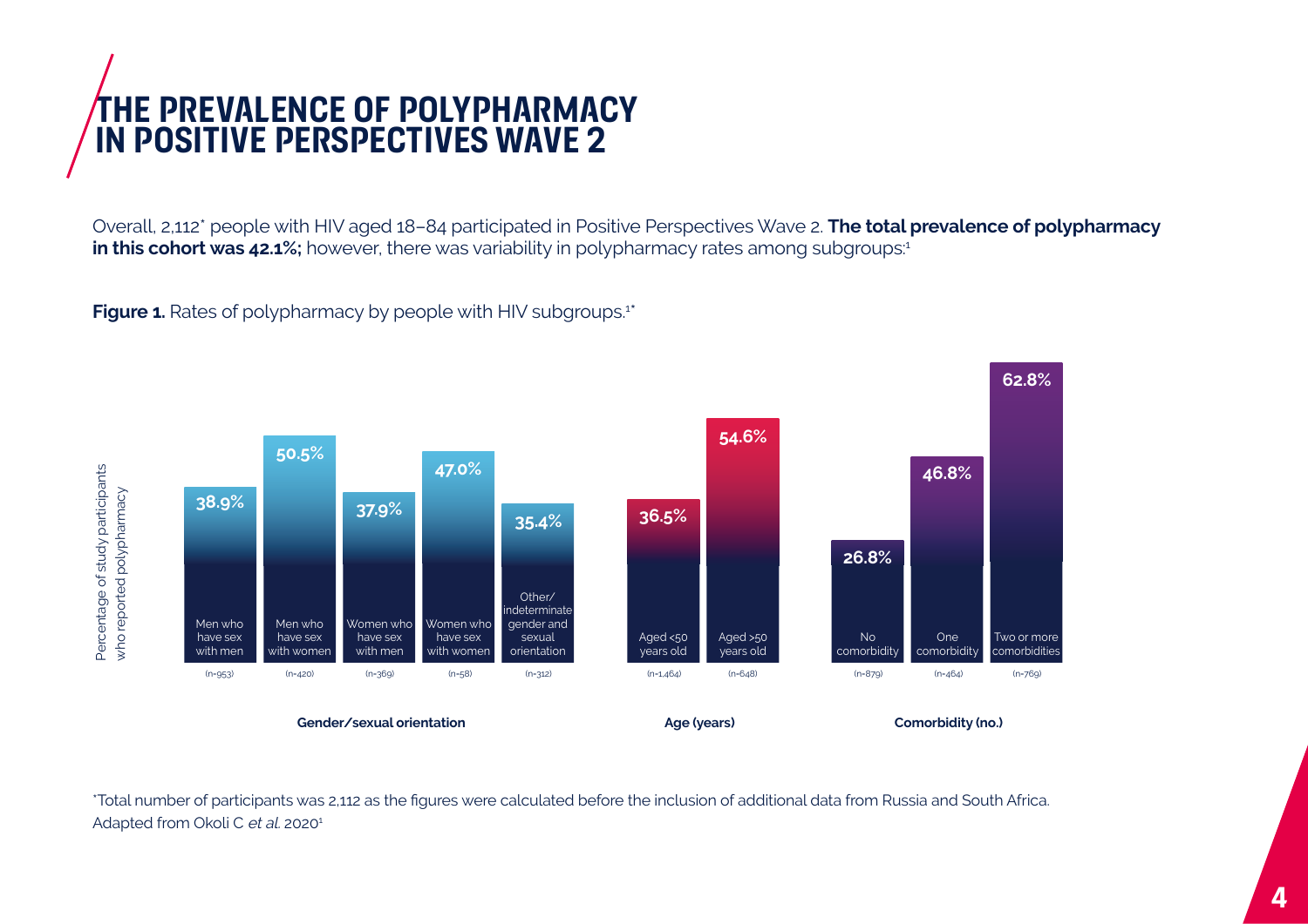# THE PREVALENCE OF POLYPHARMACY IN POSITIVE PERSPECTIVES WAVE 2

Overall, 2,112* people with HIV aged 18–84 participated in Positive Perspectives Wave 2. **The total prevalence of polypharmacy in this cohort was 42.1%;** however, there was variability in polypharmacy rates among subgroups:[1]

**Figure 1.** Rates of polypharmacy by people with HIV subgroups.[1*]

| Category | Subgroup | n | Percentage of study participants who reported polypharmacy |
|---|---|---|---|
| Gender/sexual orientation | Men who have sex with men | (n=953) | 38.9% |
| Gender/sexual orientation | Men who have sex with women | (n=420) | 50.5% |
| Gender/sexual orientation | Women who have sex with men | (n=369) | 37.9% |
| Gender/sexual orientation | Women who have sex with women | (n=58) | 47.0% |
| Gender/sexual orientation | Other/indeterminate gender and sexual orientation | (n=312) | 35.4% |
| Age (years) | Aged <50 years old | (n=1,464) | 36.5% |
| Age (years) | Aged >50 years old | (n=648) | 54.6% |
| Comorbidity (no.) | No comorbidity | (n=879) | 26.8% |
| Comorbidity (no.) | One comorbidity | (n=464) | 46.8% |
| Comorbidity (no.) | Two or more comorbidities | (n=769) | 62.8% |

*Total number of participants was 2,112 as the figures were calculated before the inclusion of additional data from Russia and South Africa.

Adapted from Okoli C *et al.* 2020[1]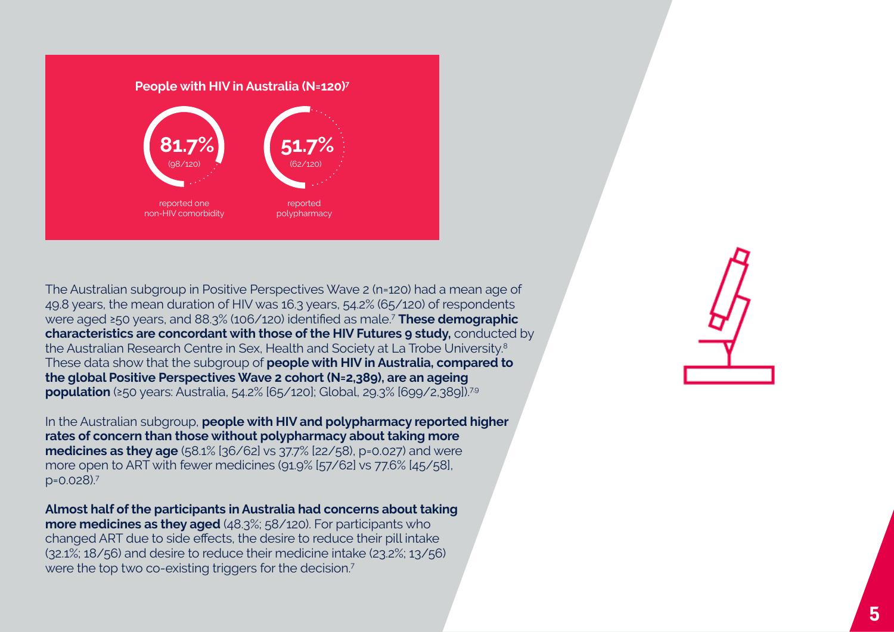**People with HIV in Australia (N=120)[7]**

**81.7%** (98/120) reported one non-HIV comorbidity

**51.7%** (62/120) reported polypharmacy

The Australian subgroup in Positive Perspectives Wave 2 (n=120) had a mean age of 49.8 years, the mean duration of HIV was 16.3 years, 54.2% (65/120) of respondents were aged ≥50 years, and 88.3% (106/120) identified as male.[7] **These demographic characteristics are concordant with those of the HIV Futures 9 study,** conducted by the Australian Research Centre in Sex, Health and Society at La Trobe University.[8] These data show that the subgroup of **people with HIV in Australia, compared to the global Positive Perspectives Wave 2 cohort (N=2,389), are an ageing population** (≥50 years: Australia, 54.2% [65/120]; Global, 29.3% [699/2,389]).[7,9]

In the Australian subgroup, **people with HIV and polypharmacy reported higher rates of concern than those without polypharmacy about taking more medicines as they age** (58.1% [36/62] vs 37.7% [22/58], $p=0.027$) and were more open to ART with fewer medicines (91.9% [57/62] vs 77.6% [45/58], $p=0.028$).[7]

**Almost half of the participants in Australia had concerns about taking more medicines as they aged** (48.3%; 58/120). For participants who changed ART due to side effects, the desire to reduce their pill intake (32.1%; 18/56) and desire to reduce their medicine intake (23.2%; 13/56) were the top two co-existing triggers for the decision.[7]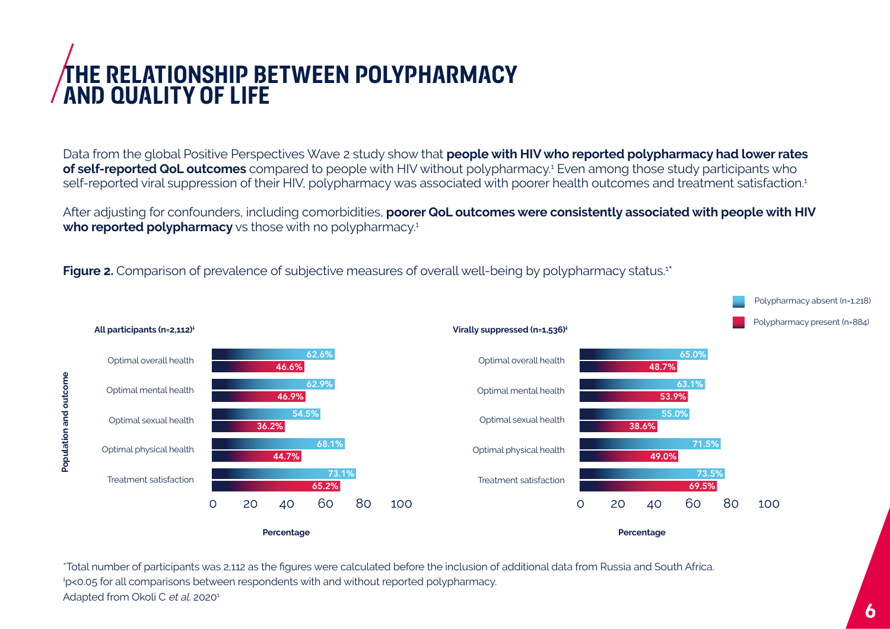# THE RELATIONSHIP BETWEEN POLYPHARMACY AND QUALITY OF LIFE

Data from the global Positive Perspectives Wave 2 study show that **people with HIV who reported polypharmacy had lower rates of self-reported QoL outcomes** compared to people with HIV without polypharmacy.[1] Even among those study participants who self-reported viral suppression of their HIV, polypharmacy was associated with poorer health outcomes and treatment satisfaction.[1]

After adjusting for confounders, including comorbidities, **poorer QoL outcomes were consistently associated with people with HIV who reported polypharmacy** vs those with no polypharmacy.[1]

**Figure 2.** Comparison of prevalence of subjective measures of overall well-being by polypharmacy status.[1*]

| Population and outcome | All participants (n=2,112)[ǂ] – Polypharmacy absent (n=1,218) | All participants (n=2,112)[ǂ] – Polypharmacy present (n=884) | Virally suppressed (n=1,536)[ǂ] – Polypharmacy absent | Virally suppressed (n=1,536)[ǂ] – Polypharmacy present |
|---|---|---|---|---|
| Optimal overall health | 62.6% | 46.6% | 65.0% | 48.7% |
| Optimal mental health | 62.9% | 46.9% | 63.1% | 53.9% |
| Optimal sexual health | 54.5% | 36.2% | 55.0% | 38.6% |
| Optimal physical health | 68.1% | 44.7% | 71.5% | 49.0% |
| Treatment satisfaction | 73.1% | 65.2% | 73.5% | 69.5% |

*Total number of participants was 2,112 as the figures were calculated before the inclusion of additional data from Russia and South Africa.

ǂ$p<0.05$ for all comparisons between respondents with and without reported polypharmacy.

Adapted from Okoli C *et al.* 2020[1]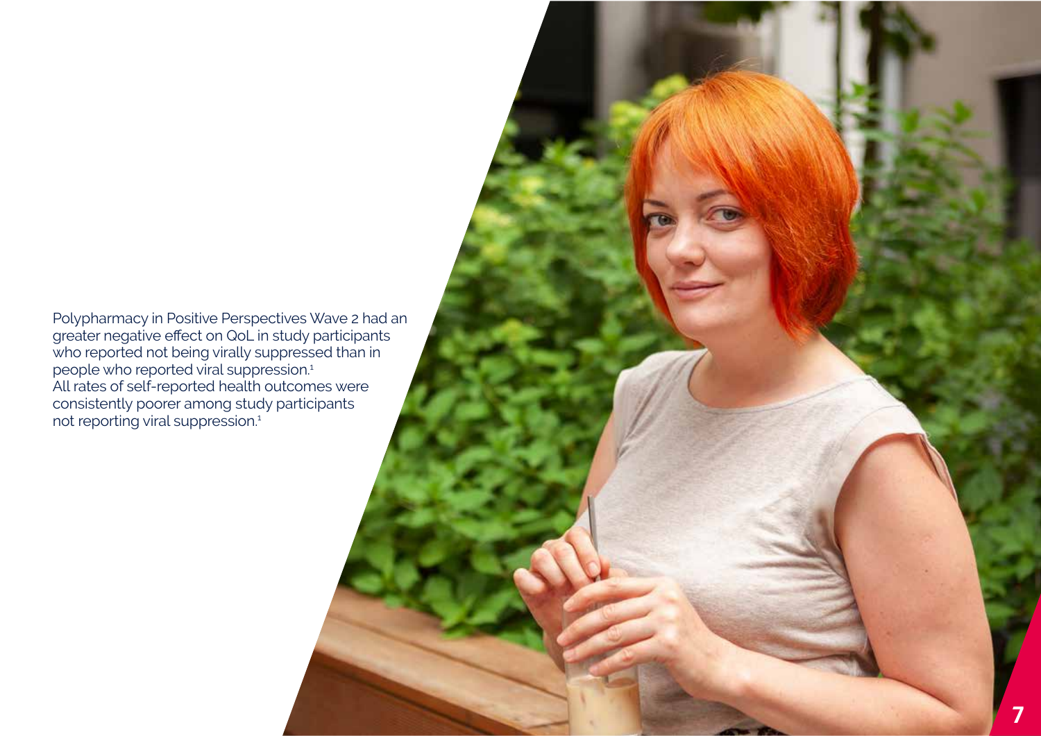Polypharmacy in Positive Perspectives Wave 2 had an greater negative effect on QoL in study participants who reported not being virally suppressed than in people who reported viral suppression.[1]
All rates of self-reported health outcomes were consistently poorer among study participants not reporting viral suppression.[1]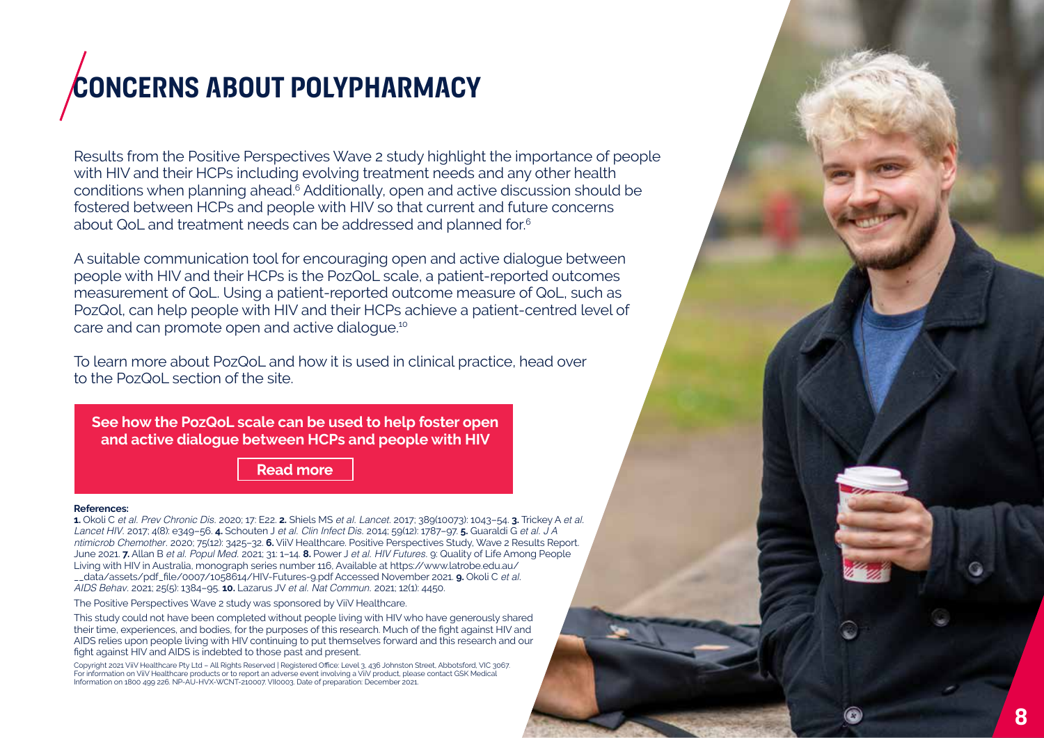# CONCERNS ABOUT POLYPHARMACY

Results from the Positive Perspectives Wave 2 study highlight the importance of people with HIV and their HCPs including evolving treatment needs and any other health conditions when planning ahead.[6] Additionally, open and active discussion should be fostered between HCPs and people with HIV so that current and future concerns about QoL and treatment needs can be addressed and planned for.[6]

A suitable communication tool for encouraging open and active dialogue between people with HIV and their HCPs is the PozQoL scale, a patient-reported outcomes measurement of QoL. Using a patient-reported outcome measure of QoL, such as PozQol, can help people with HIV and their HCPs achieve a patient-centred level of care and can promote open and active dialogue.[10]

To learn more about PozQoL and how it is used in clinical practice, head over to the PozQoL section of the site.

**See how the PozQoL scale can be used to help foster open and active dialogue between HCPs and people with HIV**

**Read more**

**References:**

**1.** Okoli C *et al. Prev Chronic Dis*. 2020; 17: E22. **2.** Shiels MS *et al. Lancet*. 2017; 389(10073): 1043–54. **3.** Trickey A *et al. Lancet HIV*. 2017; 4(8): e349–56. **4.** Schouten J *et al. Clin Infect Dis*. 2014; 59(12): 1787–97. **5.** Guaraldi G *et al. J A ntimicrob Chemother*. 2020; 75(12): 3425–32. **6.** ViiV Healthcare. Positive Perspectives Study, Wave 2 Results Report. June 2021. **7.** Allan B *et al. Popul Med*. 2021; 31: 1–14. **8.** Power J *et al. HIV Futures*. 9: Quality of Life Among People Living with HIV in Australia, monograph series number 116, Available at https://www.latrobe.edu.au/__data/assets/pdf_file/0007/1058614/HIV-Futures-9.pdf Accessed November 2021. **9.** Okoli C *et al. AIDS Behav*. 2021; 25(5): 1384–95. **10.** Lazarus JV *et al. Nat Commun*. 2021; 12(1): 4450.

The Positive Perspectives Wave 2 study was sponsored by ViiV Healthcare.

This study could not have been completed without people living with HIV who have generously shared their time, experiences, and bodies, for the purposes of this research. Much of the fight against HIV and AIDS relies upon people living with HIV continuing to put themselves forward and this research and our fight against HIV and AIDS is indebted to those past and present.

Copyright 2021 ViiV Healthcare Pty Ltd – All Rights Reserved | Registered Office: Level 3, 436 Johnston Street, Abbotsford, VIC 3067. For information on ViiV Healthcare products or to report an adverse event involving a ViiV product, please contact GSK Medical Information on 1800 499 226. NP-AU-HVX-WCNT-210007. VII0003. Date of preparation: December 2021.